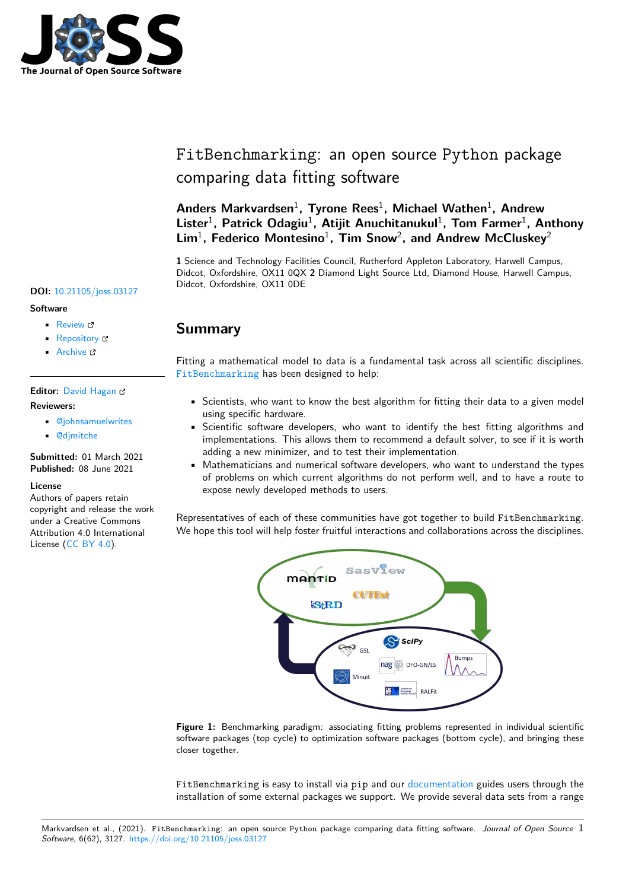# FitBenchmarking: an open source Python package comparing data fitting software

**Anders Markvardsen**[1], **Tyrone Rees**[1], **Michael Wathen**[1], **Andrew Lister**[1], **Patrick Odagiu**[1], **Atijit Anuchitanukul**[1], **Tom Farmer**[1], **Anthony Lim**[1], **Federico Montesino**[1], **Tim Snow**[2], **and Andrew McCluskey**[2]

**1** Science and Technology Facilities Council, Rutherford Appleton Laboratory, Harwell Campus, Didcot, Oxfordshire, OX11 0QX **2** Diamond Light Source Ltd, Diamond House, Harwell Campus, Didcot, Oxfordshire, OX11 0DE

**DOI:** 10.21105/joss.03127

**Software**

- Review
- Repository
- Archive

**Editor:** David Hagan

**Reviewers:**

- @johnsamuelwrites
- @djmitche

**Submitted:** 01 March 2021
**Published:** 08 June 2021

**License**
Authors of papers retain copyright and release the work under a Creative Commons Attribution 4.0 International License (CC BY 4.0).

## Summary

Fitting a mathematical model to data is a fundamental task across all scientific disciplines. FitBenchmarking has been designed to help:

- Scientists, who want to know the best algorithm for fitting their data to a given model using specific hardware.
- Scientific software developers, who want to identify the best fitting algorithms and implementations. This allows them to recommend a default solver, to see if it is worth adding a new minimizer, and to test their implementation.
- Mathematicians and numerical software developers, who want to understand the types of problems on which current algorithms do not perform well, and to have a route to expose newly developed methods to users.

Representatives of each of these communities have got together to build FitBenchmarking. We hope this tool will help foster fruitful interactions and collaborations across the disciplines.

**Figure 1:** Benchmarking paradigm: associating fitting problems represented in individual scientific software packages (top cycle) to optimization software packages (bottom cycle), and bringing these closer together.

FitBenchmarking is easy to install via pip and our documentation guides users through the installation of some external packages we support. We provide several data sets from a range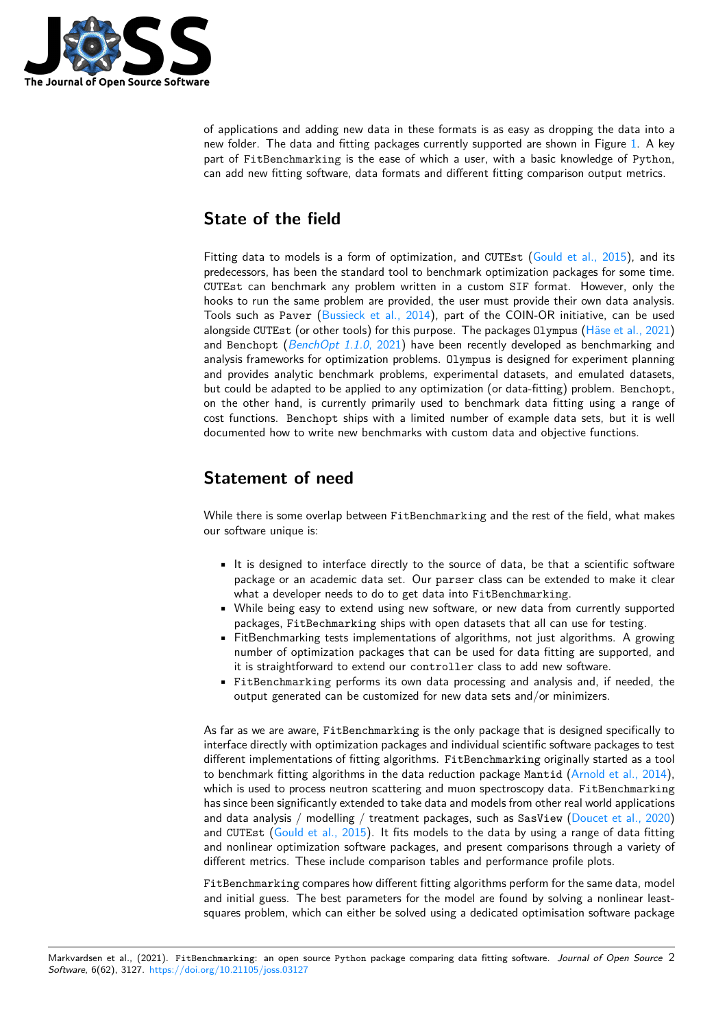of applications and adding new data in these formats is as easy as dropping the data into a new folder. The data and fitting packages currently supported are shown in Figure 1. A key part of FitBenchmarking is the ease of which a user, with a basic knowledge of Python, can add new fitting software, data formats and different fitting comparison output metrics.

## State of the field

Fitting data to models is a form of optimization, and CUTEst (Gould et al., 2015), and its predecessors, has been the standard tool to benchmark optimization packages for some time. CUTEst can benchmark any problem written in a custom SIF format. However, only the hooks to run the same problem are provided, the user must provide their own data analysis. Tools such as Paver (Bussieck et al., 2014), part of the COIN-OR initiative, can be used alongside CUTEst (or other tools) for this purpose. The packages Olympus (Häse et al., 2021) and Benchopt (*BenchOpt 1.1.0*, 2021) have been recently developed as benchmarking and analysis frameworks for optimization problems. Olympus is designed for experiment planning and provides analytic benchmark problems, experimental datasets, and emulated datasets, but could be adapted to be applied to any optimization (or data-fitting) problem. Benchopt, on the other hand, is currently primarily used to benchmark data fitting using a range of cost functions. Benchopt ships with a limited number of example data sets, but it is well documented how to write new benchmarks with custom data and objective functions.

## Statement of need

While there is some overlap between FitBenchmarking and the rest of the field, what makes our software unique is:

- It is designed to interface directly to the source of data, be that a scientific software package or an academic data set. Our parser class can be extended to make it clear what a developer needs to do to get data into FitBenchmarking.
- While being easy to extend using new software, or new data from currently supported packages, FitBechmarking ships with open datasets that all can use for testing.
- FitBenchmarking tests implementations of algorithms, not just algorithms. A growing number of optimization packages that can be used for data fitting are supported, and it is straightforward to extend our controller class to add new software.
- FitBenchmarking performs its own data processing and analysis and, if needed, the output generated can be customized for new data sets and/or minimizers.

As far as we are aware, FitBenchmarking is the only package that is designed specifically to interface directly with optimization packages and individual scientific software packages to test different implementations of fitting algorithms. FitBenchmarking originally started as a tool to benchmark fitting algorithms in the data reduction package Mantid (Arnold et al., 2014), which is used to process neutron scattering and muon spectroscopy data. FitBenchmarking has since been significantly extended to take data and models from other real world applications and data analysis / modelling / treatment packages, such as SasView (Doucet et al., 2020) and CUTEst (Gould et al., 2015). It fits models to the data by using a range of data fitting and nonlinear optimization software packages, and present comparisons through a variety of different metrics. These include comparison tables and performance profile plots.

FitBenchmarking compares how different fitting algorithms perform for the same data, model and initial guess. The best parameters for the model are found by solving a nonlinear least-squares problem, which can either be solved using a dedicated optimisation software package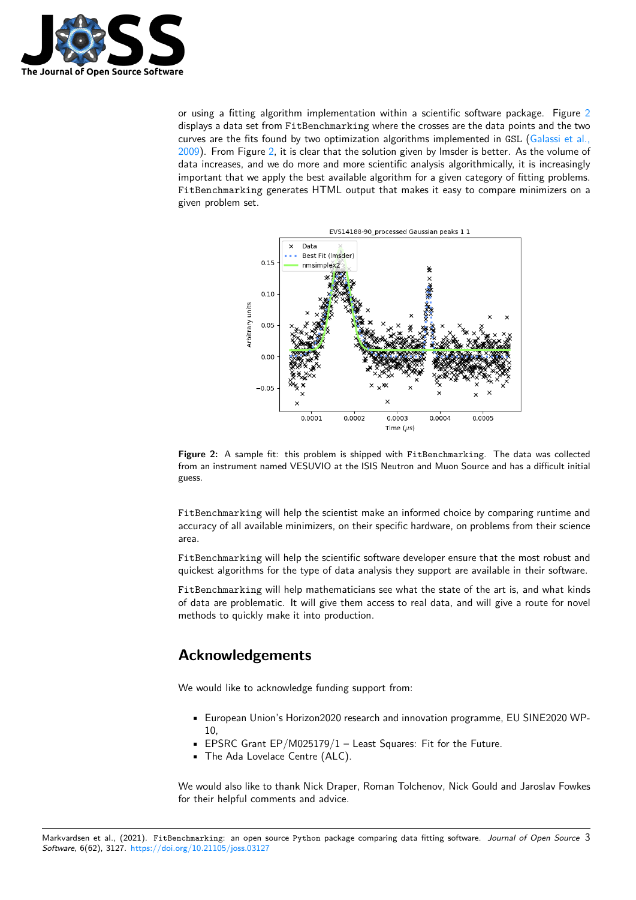or using a fitting algorithm implementation within a scientific software package. Figure 2 displays a data set from FitBenchmarking where the crosses are the data points and the two curves are the fits found by two optimization algorithms implemented in GSL (Galassi et al., 2009). From Figure 2, it is clear that the solution given by lmsder is better. As the volume of data increases, and we do more and more scientific analysis algorithmically, it is increasingly important that we apply the best available algorithm for a given category of fitting problems. FitBenchmarking generates HTML output that makes it easy to compare minimizers on a given problem set.

**Figure 2:** A sample fit: this problem is shipped with FitBenchmarking. The data was collected from an instrument named VESUVIO at the ISIS Neutron and Muon Source and has a difficult initial guess.

FitBenchmarking will help the scientist make an informed choice by comparing runtime and accuracy of all available minimizers, on their specific hardware, on problems from their science area.

FitBenchmarking will help the scientific software developer ensure that the most robust and quickest algorithms for the type of data analysis they support are available in their software.

FitBenchmarking will help mathematicians see what the state of the art is, and what kinds of data are problematic. It will give them access to real data, and will give a route for novel methods to quickly make it into production.

## Acknowledgements

We would like to acknowledge funding support from:

- European Union's Horizon2020 research and innovation programme, EU SINE2020 WP-10,
- EPSRC Grant EP/M025179/1 – Least Squares: Fit for the Future.
- The Ada Lovelace Centre (ALC).

We would also like to thank Nick Draper, Roman Tolchenov, Nick Gould and Jaroslav Fowkes for their helpful comments and advice.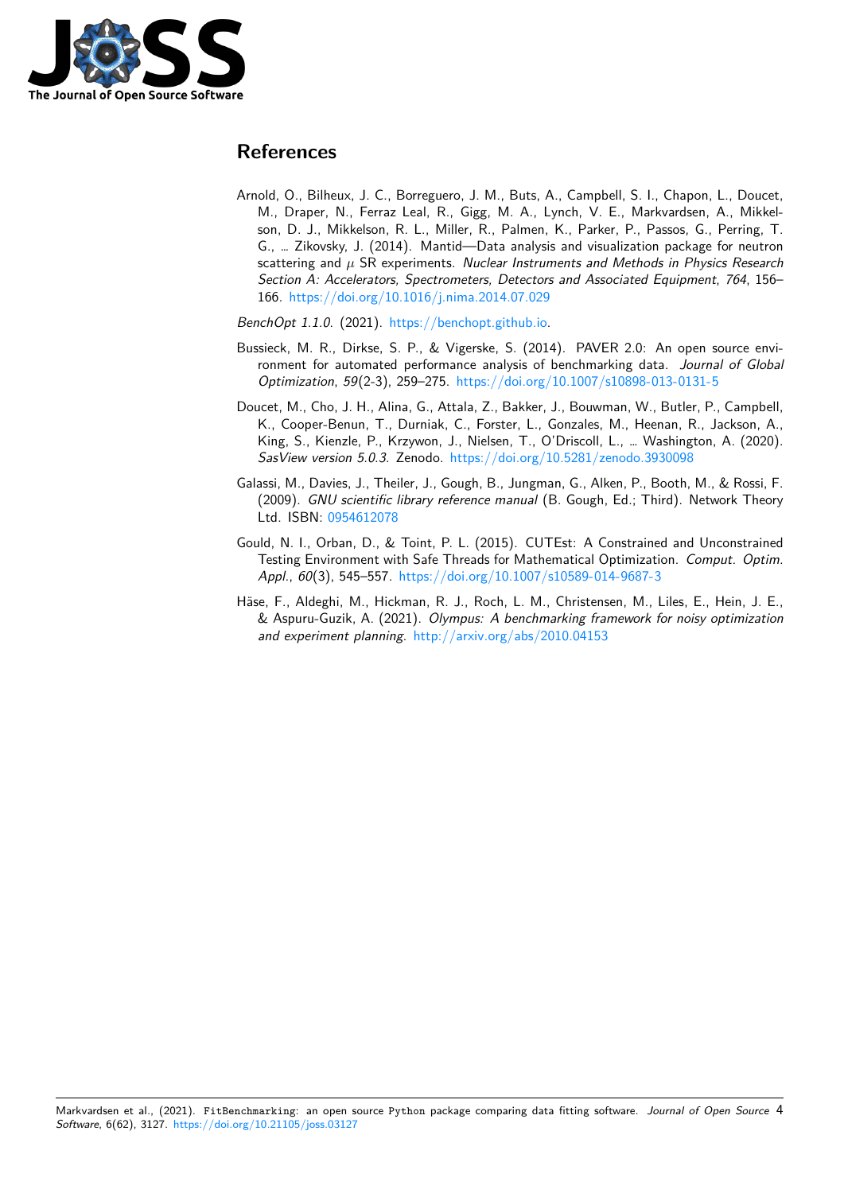## References

Arnold, O., Bilheux, J. C., Borreguero, J. M., Buts, A., Campbell, S. I., Chapon, L., Doucet, M., Draper, N., Ferraz Leal, R., Gigg, M. A., Lynch, V. E., Markvardsen, A., Mikkelson, D. J., Mikkelson, R. L., Miller, R., Palmen, K., Parker, P., Passos, G., Perring, T. G., … Zikovsky, J. (2014). Mantid—Data analysis and visualization package for neutron scattering and $\mu$ SR experiments. *Nuclear Instruments and Methods in Physics Research Section A: Accelerators, Spectrometers, Detectors and Associated Equipment*, *764*, 156–166. https://doi.org/10.1016/j.nima.2014.07.029

*BenchOpt 1.1.0*. (2021). https://benchopt.github.io.

Bussieck, M. R., Dirkse, S. P., & Vigerske, S. (2014). PAVER 2.0: An open source environment for automated performance analysis of benchmarking data. *Journal of Global Optimization*, *59*(2-3), 259–275. https://doi.org/10.1007/s10898-013-0131-5

Doucet, M., Cho, J. H., Alina, G., Attala, Z., Bakker, J., Bouwman, W., Butler, P., Campbell, K., Cooper-Benun, T., Durniak, C., Forster, L., Gonzales, M., Heenan, R., Jackson, A., King, S., Kienzle, P., Krzywon, J., Nielsen, T., O'Driscoll, L., … Washington, A. (2020). *SasView version 5.0.3*. Zenodo. https://doi.org/10.5281/zenodo.3930098

Galassi, M., Davies, J., Theiler, J., Gough, B., Jungman, G., Alken, P., Booth, M., & Rossi, F. (2009). *GNU scientific library reference manual* (B. Gough, Ed.; Third). Network Theory Ltd. ISBN: 0954612078

Gould, N. I., Orban, D., & Toint, P. L. (2015). CUTEst: A Constrained and Unconstrained Testing Environment with Safe Threads for Mathematical Optimization. *Comput. Optim. Appl.*, *60*(3), 545–557. https://doi.org/10.1007/s10589-014-9687-3

Häse, F., Aldeghi, M., Hickman, R. J., Roch, L. M., Christensen, M., Liles, E., Hein, J. E., & Aspuru-Guzik, A. (2021). *Olympus: A benchmarking framework for noisy optimization and experiment planning*. http://arxiv.org/abs/2010.04153